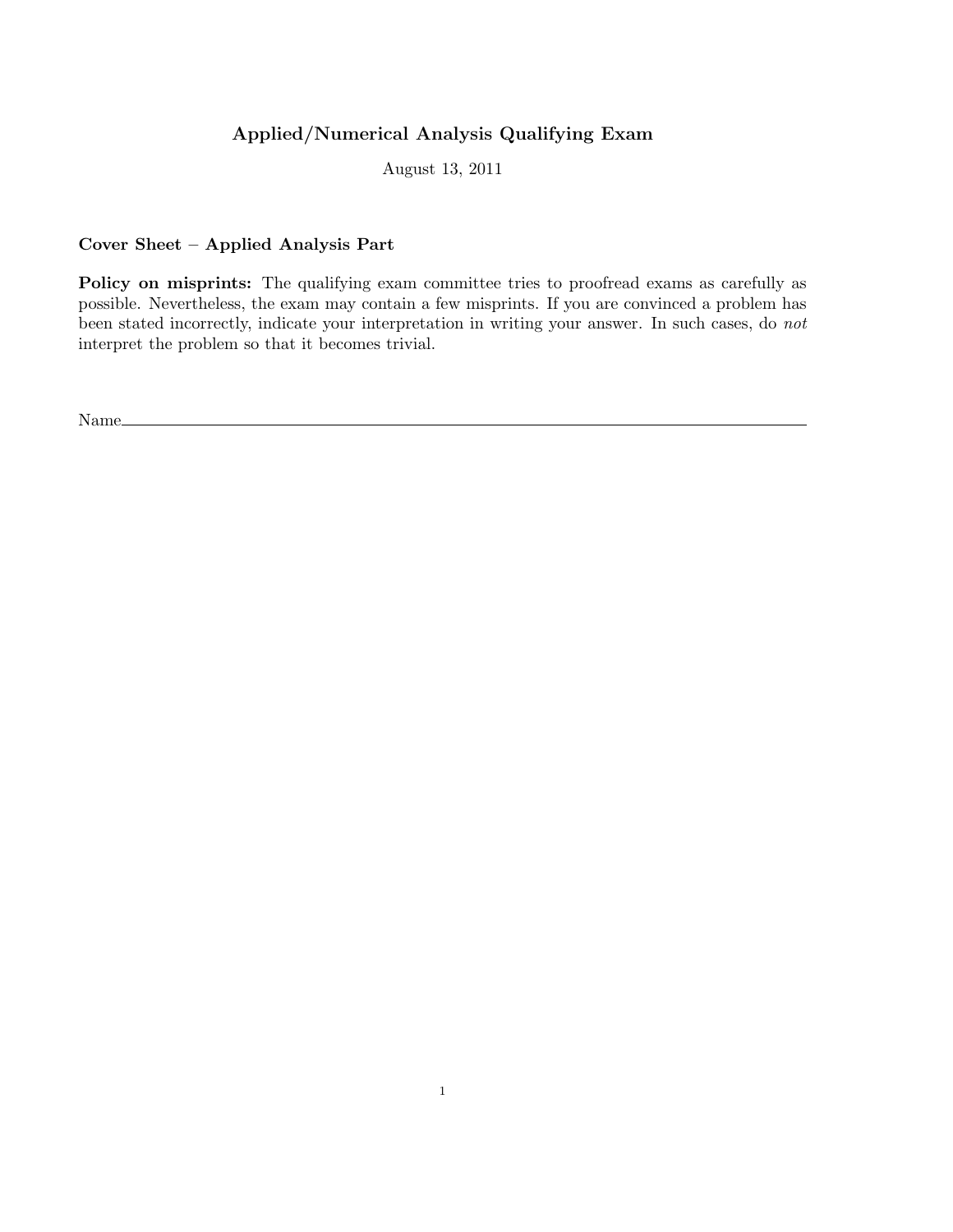# Applied/Numerical Analysis Qualifying Exam

August 13, 2011

**Cover Sheet – Applied Analysis Part**

**Policy on misprints:** The qualifying exam committee tries to proofread exams as carefully as possible. Nevertheless, the exam may contain a few misprints. If you are convinced a problem has been stated incorrectly, indicate your interpretation in writing your answer. In such cases, do *not* interpret the problem so that it becomes trivial.

Name\_\_\_\_\_\_\_\_\_\_\_\_\_\_\_\_\_\_\_\_\_\_\_\_\_\_\_\_\_\_\_\_\_\_\_\_\_\_\_\_\_\_\_\_\_\_\_\_\_\_\_\_\_\_\_\_\_\_\_\_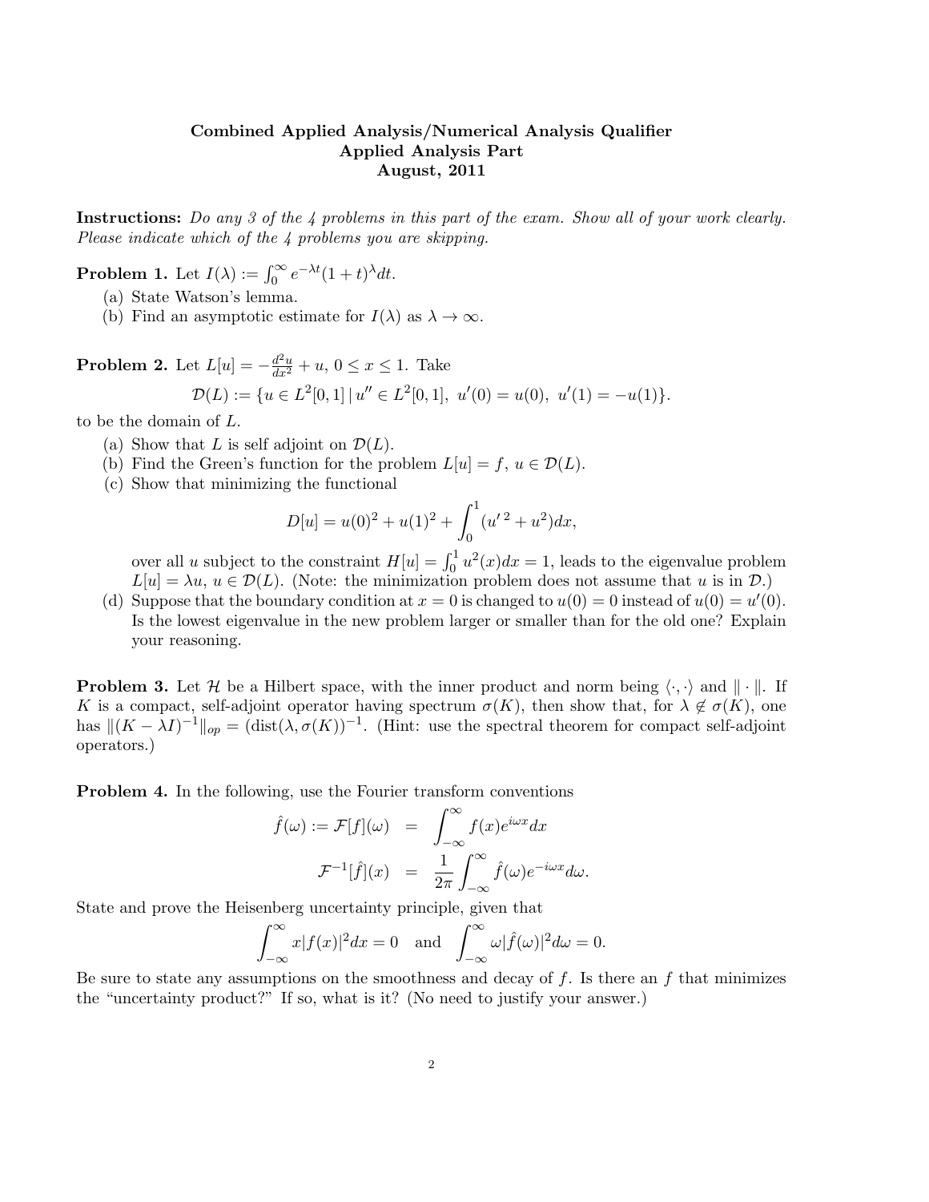**Combined Applied Analysis/Numerical Analysis Qualifier**
**Applied Analysis Part**
**August, 2011**

**Instructions:** *Do any 3 of the 4 problems in this part of the exam. Show all of your work clearly. Please indicate which of the 4 problems you are skipping.*

**Problem 1.** Let $I(\lambda) := \int_0^\infty e^{-\lambda t}(1+t)^\lambda dt$.

(a) State Watson's lemma.

(b) Find an asymptotic estimate for $I(\lambda)$ as $\lambda \to \infty$.

**Problem 2.** Let $L[u] = -\frac{d^2u}{dx^2} + u$, $0 \le x \le 1$. Take

$$\mathcal{D}(L) := \{u \in L^2[0,1] \,|\, u'' \in L^2[0,1],\ u'(0) = u(0),\ u'(1) = -u(1)\}.$$

to be the domain of $L$.

(a) Show that $L$ is self adjoint on $\mathcal{D}(L)$.

(b) Find the Green's function for the problem $L[u] = f$, $u \in \mathcal{D}(L)$.

(c) Show that minimizing the functional

$$D[u] = u(0)^2 + u(1)^2 + \int_0^1 (u'^{\,2} + u^2)dx,$$

over all $u$ subject to the constraint $H[u] = \int_0^1 u^2(x)dx = 1$, leads to the eigenvalue problem $L[u] = \lambda u$, $u \in \mathcal{D}(L)$. (Note: the minimization problem does not assume that $u$ is in $\mathcal{D}$.)

(d) Suppose that the boundary condition at $x = 0$ is changed to $u(0) = 0$ instead of $u(0) = u'(0)$. Is the lowest eigenvalue in the new problem larger or smaller than for the old one? Explain your reasoning.

**Problem 3.** Let $\mathcal{H}$ be a Hilbert space, with the inner product and norm being $\langle \cdot, \cdot \rangle$ and $\| \cdot \|$. If $K$ is a compact, self-adjoint operator having spectrum $\sigma(K)$, then show that, for $\lambda \notin \sigma(K)$, one has $\|(K - \lambda I)^{-1}\|_{op} = (\mathrm{dist}(\lambda, \sigma(K))^{-1}$. (Hint: use the spectral theorem for compact self-adjoint operators.)

**Problem 4.** In the following, use the Fourier transform conventions

$$\hat{f}(\omega) := \mathcal{F}[f](\omega) = \int_{-\infty}^{\infty} f(x)e^{i\omega x}dx$$

$$\mathcal{F}^{-1}[\hat{f}](x) = \frac{1}{2\pi}\int_{-\infty}^{\infty} \hat{f}(\omega)e^{-i\omega x}d\omega.$$

State and prove the Heisenberg uncertainty principle, given that

$$\int_{-\infty}^{\infty} x|f(x)|^2 dx = 0 \quad \text{and} \quad \int_{-\infty}^{\infty} \omega|\hat{f}(\omega)|^2 d\omega = 0.$$

Be sure to state any assumptions on the smoothness and decay of $f$. Is there an $f$ that minimizes the "uncertainty product?" If so, what is it? (No need to justify your answer.)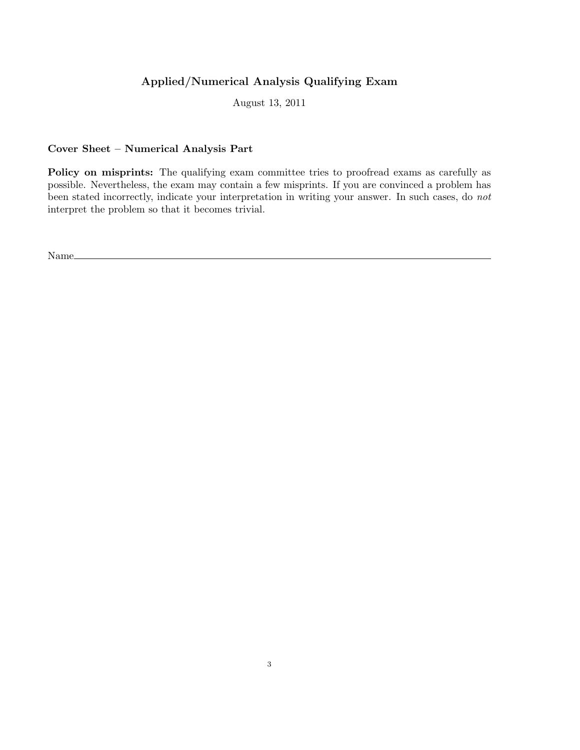# Applied/Numerical Analysis Qualifying Exam

August 13, 2011

**Cover Sheet – Numerical Analysis Part**

**Policy on misprints:** The qualifying exam committee tries to proofread exams as carefully as possible. Nevertheless, the exam may contain a few misprints. If you are convinced a problem has been stated incorrectly, indicate your interpretation in writing your answer. In such cases, do *not* interpret the problem so that it becomes trivial.

Name\_\_\_\_\_\_\_\_\_\_\_\_\_\_\_\_\_\_\_\_\_\_\_\_\_\_\_\_\_\_\_\_\_\_\_\_\_\_\_\_\_\_\_\_\_\_\_\_\_\_\_\_\_\_\_\_\_\_\_\_\_\_\_\_\_\_\_\_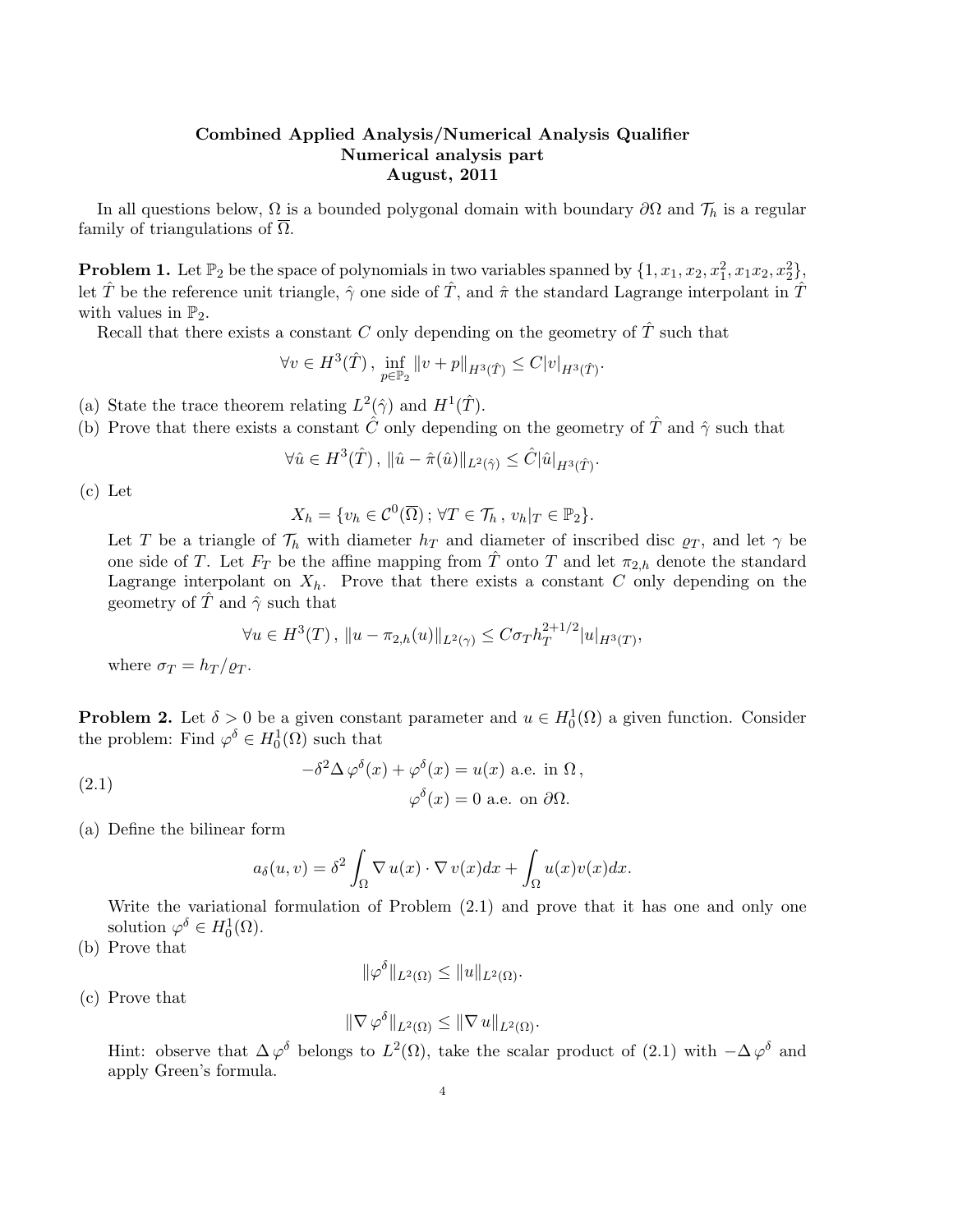**Combined Applied Analysis/Numerical Analysis Qualifier**
**Numerical analysis part**
**August, 2011**

In all questions below, $\Omega$ is a bounded polygonal domain with boundary $\partial\Omega$ and $\mathcal{T}_h$ is a regular family of triangulations of $\overline{\Omega}$.

**Problem 1.** Let $\mathbb{P}_2$ be the space of polynomials in two variables spanned by $\{1, x_1, x_2, x_1^2, x_1x_2, x_2^2\}$, let $\hat{T}$ be the reference unit triangle, $\hat{\gamma}$ one side of $\hat{T}$, and $\hat{\pi}$ the standard Lagrange interpolant in $\hat{T}$ with values in $\mathbb{P}_2$.

Recall that there exists a constant $C$ only depending on the geometry of $\hat{T}$ such that

$$\forall v \in H^3(\hat{T}) \, , \, \inf_{p \in \mathbb{P}_2} \|v + p\|_{H^3(\hat{T})} \leq C|v|_{H^3(\hat{T})}.$$

(a) State the trace theorem relating $L^2(\hat{\gamma})$ and $H^1(\hat{T})$.

(b) Prove that there exists a constant $\hat{C}$ only depending on the geometry of $\hat{T}$ and $\hat{\gamma}$ such that

$$\forall \hat{u} \in H^3(\hat{T}) \, , \, \|\hat{u} - \hat{\pi}(\hat{u})\|_{L^2(\hat{\gamma})} \leq \hat{C}|\hat{u}|_{H^3(\hat{T})}.$$

(c) Let

$$X_h = \{v_h \in \mathcal{C}^0(\overline{\Omega}) \, ; \, \forall T \in \mathcal{T}_h \, , \, v_h|_T \in \mathbb{P}_2\}.$$

Let $T$ be a triangle of $\mathcal{T}_h$ with diameter $h_T$ and diameter of inscribed disc $\varrho_T$, and let $\gamma$ be one side of $T$. Let $F_T$ be the affine mapping from $\hat{T}$ onto $T$ and let $\pi_{2,h}$ denote the standard Lagrange interpolant on $X_h$. Prove that there exists a constant $C$ only depending on the geometry of $\hat{T}$ and $\hat{\gamma}$ such that

$$\forall u \in H^3(T) \, , \, \|u - \pi_{2,h}(u)\|_{L^2(\gamma)} \leq C\sigma_T h_T^{2+1/2}|u|_{H^3(T)},$$

where $\sigma_T = h_T/\varrho_T$.

**Problem 2.** Let $\delta > 0$ be a given constant parameter and $u \in H_0^1(\Omega)$ a given function. Consider the problem: Find $\varphi^\delta \in H_0^1(\Omega)$ such that

$$\begin{aligned} -\delta^2 \Delta \varphi^\delta(x) + \varphi^\delta(x) &= u(x) \text{ a.e. in } \Omega \, , \\ \varphi^\delta(x) &= 0 \text{ a.e. on } \partial\Omega. \end{aligned} \tag{2.1}$$

(a) Define the bilinear form

$$a_\delta(u, v) = \delta^2 \int_\Omega \nabla u(x) \cdot \nabla v(x) dx + \int_\Omega u(x)v(x)dx.$$

Write the variational formulation of Problem (2.1) and prove that it has one and only one solution $\varphi^\delta \in H_0^1(\Omega)$.

(b) Prove that

$$\|\varphi^\delta\|_{L^2(\Omega)} \leq \|u\|_{L^2(\Omega)}.$$

(c) Prove that

$$\|\nabla \varphi^\delta\|_{L^2(\Omega)} \leq \|\nabla u\|_{L^2(\Omega)}.$$

Hint: observe that $\Delta \varphi^\delta$ belongs to $L^2(\Omega)$, take the scalar product of (2.1) with $-\Delta \varphi^\delta$ and apply Green's formula.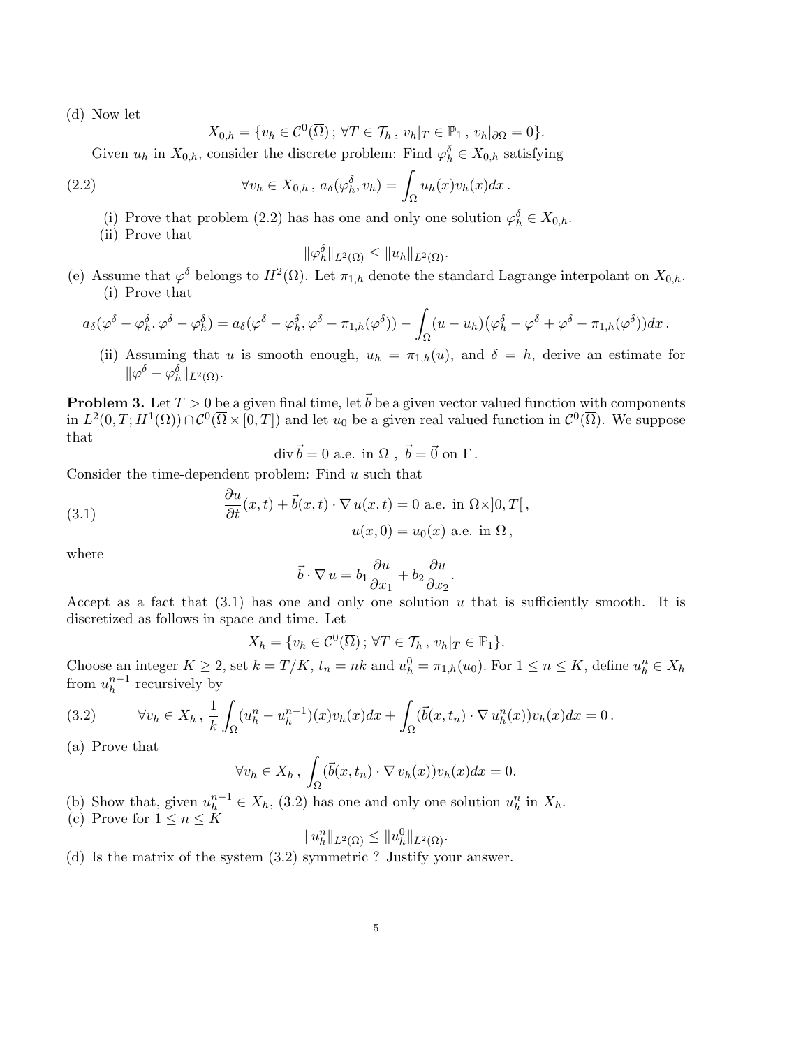(d) Now let

$$X_{0,h} = \{v_h \in \mathcal{C}^0(\overline{\Omega})\,;\, \forall T \in \mathcal{T}_h\,,\, v_h|_T \in \mathbb{P}_1\,,\, v_h|_{\partial\Omega} = 0\}.$$

Given $u_h$ in $X_{0,h}$, consider the discrete problem: Find $\varphi_h^\delta \in X_{0,h}$ satisfying

$$\forall v_h \in X_{0,h}\,,\; a_\delta(\varphi_h^\delta, v_h) = \int_\Omega u_h(x) v_h(x)dx\,. \tag{2.2}$$

(i) Prove that problem (2.2) has has one and only one solution $\varphi_h^\delta \in X_{0,h}$.

(ii) Prove that

$$\|\varphi_h^\delta\|_{L^2(\Omega)} \leq \|u_h\|_{L^2(\Omega)}.$$

(e) Assume that $\varphi^\delta$ belongs to $H^2(\Omega)$. Let $\pi_{1,h}$ denote the standard Lagrange interpolant on $X_{0,h}$.

(i) Prove that

$$a_\delta(\varphi^\delta - \varphi_h^\delta, \varphi^\delta - \varphi_h^\delta) = a_\delta(\varphi^\delta - \varphi_h^\delta, \varphi^\delta - \pi_{1,h}(\varphi^\delta)) - \int_\Omega (u - u_h)\big(\varphi_h^\delta - \varphi^\delta + \varphi^\delta - \pi_{1,h}(\varphi^\delta)\big)dx\,.$$

(ii) Assuming that $u$ is smooth enough, $u_h = \pi_{1,h}(u)$, and $\delta = h$, derive an estimate for $\|\varphi^\delta - \varphi_h^\delta\|_{L^2(\Omega)}$.

**Problem 3.** Let $T > 0$ be a given final time, let $\vec{b}$ be a given vector valued function with components in $L^2(0,T;H^1(\Omega)) \cap \mathcal{C}^0(\overline{\Omega} \times [0,T])$ and let $u_0$ be a given real valued function in $\mathcal{C}^0(\overline{\Omega})$. We suppose that

$$\operatorname{div} \vec{b} = 0 \text{ a.e. in } \Omega\,,\; \vec{b} = \vec{0} \text{ on } \Gamma\,.$$

Consider the time-dependent problem: Find $u$ such that

$$\frac{\partial u}{\partial t}(x,t) + \vec{b}(x,t)\cdot\nabla\, u(x,t) = 0 \text{ a.e. in } \Omega\times]0,T[\,, \qquad u(x,0) = u_0(x) \text{ a.e. in } \Omega\,, \tag{3.1}$$

where

$$\vec{b}\cdot\nabla\, u = b_1\frac{\partial u}{\partial x_1} + b_2\frac{\partial u}{\partial x_2}.$$

Accept as a fact that (3.1) has one and only one solution $u$ that is sufficiently smooth. It is discretized as follows in space and time. Let

$$X_h = \{v_h \in \mathcal{C}^0(\overline{\Omega})\,;\, \forall T \in \mathcal{T}_h\,,\, v_h|_T \in \mathbb{P}_1\}.$$

Choose an integer $K \geq 2$, set $k = T/K$, $t_n = nk$ and $u_h^0 = \pi_{1,h}(u_0)$. For $1 \leq n \leq K$, define $u_h^n \in X_h$ from $u_h^{n-1}$ recursively by

$$\forall v_h \in X_h\,,\; \frac{1}{k}\int_\Omega (u_h^n - u_h^{n-1})(x)v_h(x)dx + \int_\Omega (\vec{b}(x,t_n)\cdot\nabla\, u_h^n(x))v_h(x)dx = 0\,. \tag{3.2}$$

(a) Prove that

$$\forall v_h \in X_h\,,\; \int_\Omega (\vec{b}(x,t_n)\cdot\nabla\, v_h(x))v_h(x)dx = 0.$$

(b) Show that, given $u_h^{n-1} \in X_h$, (3.2) has one and only one solution $u_h^n$ in $X_h$.

(c) Prove for $1 \leq n \leq K$

$$\|u_h^n\|_{L^2(\Omega)} \leq \|u_h^0\|_{L^2(\Omega)}.$$

(d) Is the matrix of the system (3.2) symmetric ? Justify your answer.